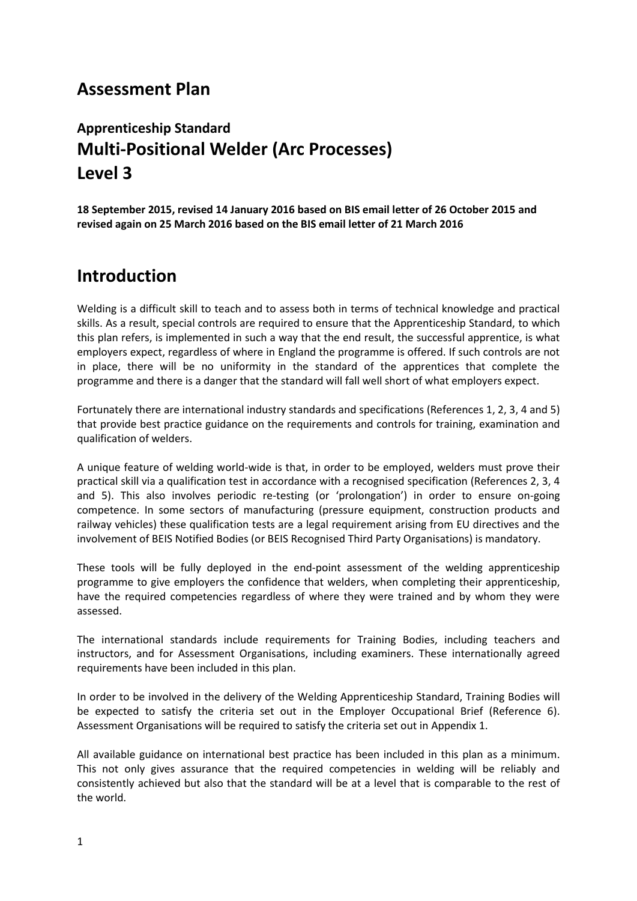# Assessment Plan

## Apprenticeship Standard

## Multi-Positional Welder (Arc Processes)

## Level 3

**18 September 2015, revised 14 January 2016 based on BIS email letter of 26 October 2015 and revised again on 25 March 2016 based on the BIS email letter of 21 March 2016**

# Introduction

Welding is a difficult skill to teach and to assess both in terms of technical knowledge and practical skills. As a result, special controls are required to ensure that the Apprenticeship Standard, to which this plan refers, is implemented in such a way that the end result, the successful apprentice, is what employers expect, regardless of where in England the programme is offered. If such controls are not in place, there will be no uniformity in the standard of the apprentices that complete the programme and there is a danger that the standard will fall well short of what employers expect.

Fortunately there are international industry standards and specifications (References 1, 2, 3, 4 and 5) that provide best practice guidance on the requirements and controls for training, examination and qualification of welders.

A unique feature of welding world-wide is that, in order to be employed, welders must prove their practical skill via a qualification test in accordance with a recognised specification (References 2, 3, 4 and 5). This also involves periodic re-testing (or 'prolongation') in order to ensure on-going competence. In some sectors of manufacturing (pressure equipment, construction products and railway vehicles) these qualification tests are a legal requirement arising from EU directives and the involvement of BEIS Notified Bodies (or BEIS Recognised Third Party Organisations) is mandatory.

These tools will be fully deployed in the end-point assessment of the welding apprenticeship programme to give employers the confidence that welders, when completing their apprenticeship, have the required competencies regardless of where they were trained and by whom they were assessed.

The international standards include requirements for Training Bodies, including teachers and instructors, and for Assessment Organisations, including examiners. These internationally agreed requirements have been included in this plan.

In order to be involved in the delivery of the Welding Apprenticeship Standard, Training Bodies will be expected to satisfy the criteria set out in the Employer Occupational Brief (Reference 6). Assessment Organisations will be required to satisfy the criteria set out in Appendix 1.

All available guidance on international best practice has been included in this plan as a minimum. This not only gives assurance that the required competencies in welding will be reliably and consistently achieved but also that the standard will be at a level that is comparable to the rest of the world.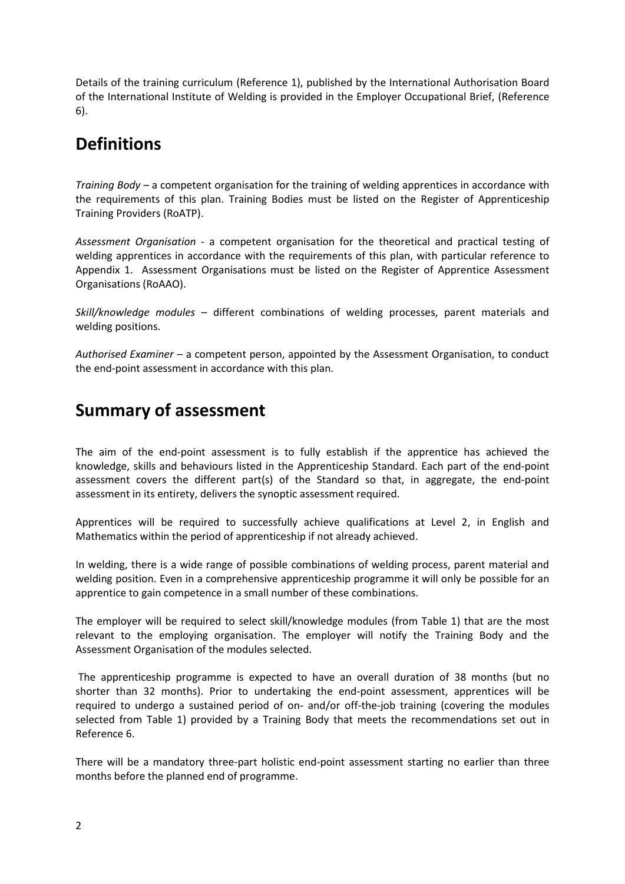Details of the training curriculum (Reference 1), published by the International Authorisation Board of the International Institute of Welding is provided in the Employer Occupational Brief, (Reference 6).

## Definitions

*Training Body* – a competent organisation for the training of welding apprentices in accordance with the requirements of this plan. Training Bodies must be listed on the Register of Apprenticeship Training Providers (RoATP).

*Assessment Organisation* - a competent organisation for the theoretical and practical testing of welding apprentices in accordance with the requirements of this plan, with particular reference to Appendix 1. Assessment Organisations must be listed on the Register of Apprentice Assessment Organisations (RoAAO).

*Skill/knowledge modules* – different combinations of welding processes, parent materials and welding positions.

*Authorised Examiner* – a competent person, appointed by the Assessment Organisation, to conduct the end-point assessment in accordance with this plan.

## Summary of assessment

The aim of the end-point assessment is to fully establish if the apprentice has achieved the knowledge, skills and behaviours listed in the Apprenticeship Standard. Each part of the end-point assessment covers the different part(s) of the Standard so that, in aggregate, the end-point assessment in its entirety, delivers the synoptic assessment required.

Apprentices will be required to successfully achieve qualifications at Level 2, in English and Mathematics within the period of apprenticeship if not already achieved.

In welding, there is a wide range of possible combinations of welding process, parent material and welding position. Even in a comprehensive apprenticeship programme it will only be possible for an apprentice to gain competence in a small number of these combinations.

The employer will be required to select skill/knowledge modules (from Table 1) that are the most relevant to the employing organisation. The employer will notify the Training Body and the Assessment Organisation of the modules selected.

The apprenticeship programme is expected to have an overall duration of 38 months (but no shorter than 32 months). Prior to undertaking the end-point assessment, apprentices will be required to undergo a sustained period of on- and/or off-the-job training (covering the modules selected from Table 1) provided by a Training Body that meets the recommendations set out in Reference 6.

There will be a mandatory three-part holistic end-point assessment starting no earlier than three months before the planned end of programme.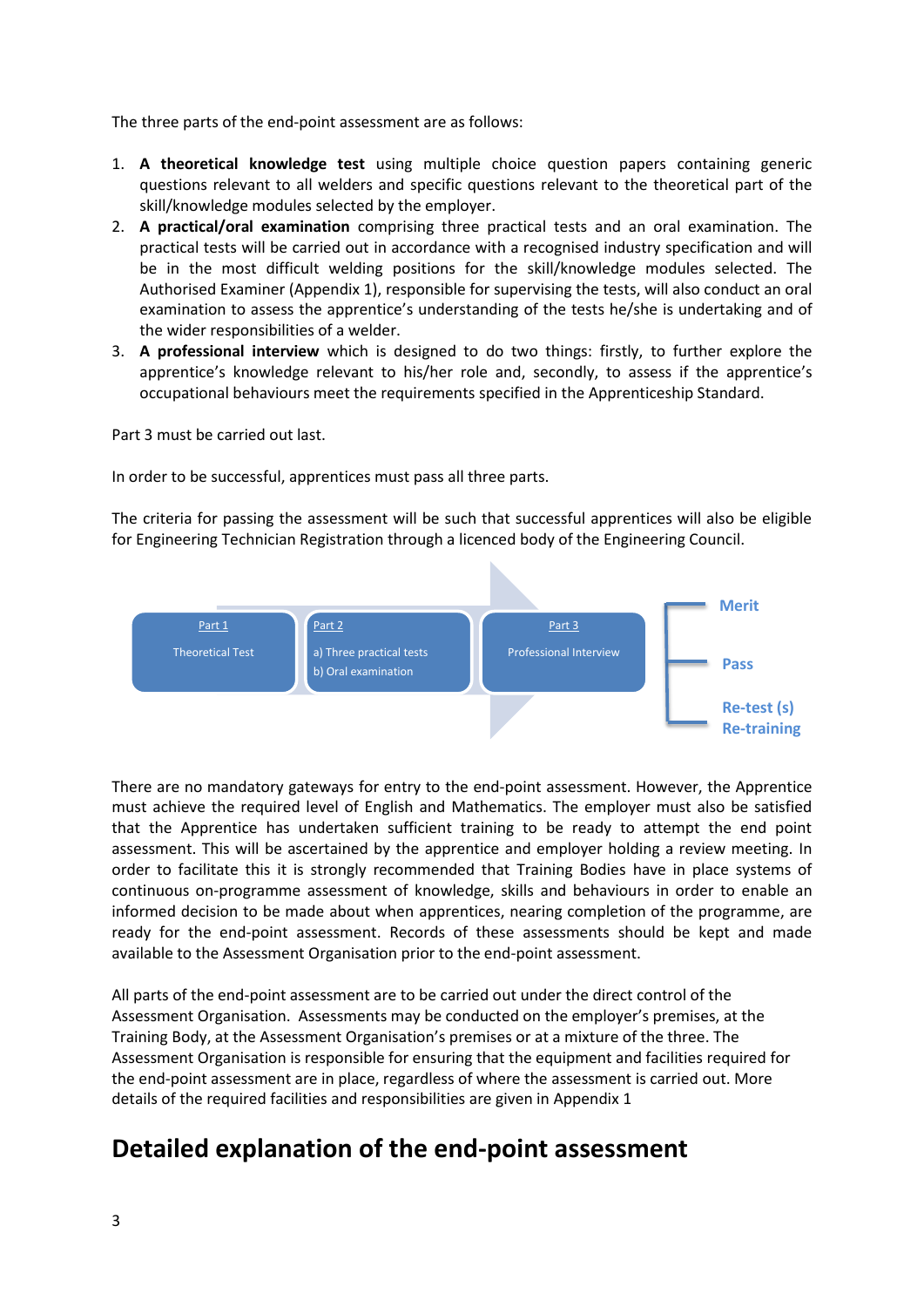The three parts of the end-point assessment are as follows:

1. **A theoretical knowledge test** using multiple choice question papers containing generic questions relevant to all welders and specific questions relevant to the theoretical part of the skill/knowledge modules selected by the employer.
2. **A practical/oral examination** comprising three practical tests and an oral examination. The practical tests will be carried out in accordance with a recognised industry specification and will be in the most difficult welding positions for the skill/knowledge modules selected. The Authorised Examiner (Appendix 1), responsible for supervising the tests, will also conduct an oral examination to assess the apprentice's understanding of the tests he/she is undertaking and of the wider responsibilities of a welder.
3. **A professional interview** which is designed to do two things: firstly, to further explore the apprentice's knowledge relevant to his/her role and, secondly, to assess if the apprentice's occupational behaviours meet the requirements specified in the Apprenticeship Standard.

Part 3 must be carried out last.

In order to be successful, apprentices must pass all three parts.

The criteria for passing the assessment will be such that successful apprentices will also be eligible for Engineering Technician Registration through a licenced body of the Engineering Council.

Part 1
Theoretical Test

Part 2
a) Three practical tests
b) Oral examination

Part 3
Professional Interview

Merit

Pass

Re-test (s)
Re-training

There are no mandatory gateways for entry to the end-point assessment. However, the Apprentice must achieve the required level of English and Mathematics. The employer must also be satisfied that the Apprentice has undertaken sufficient training to be ready to attempt the end point assessment. This will be ascertained by the apprentice and employer holding a review meeting. In order to facilitate this it is strongly recommended that Training Bodies have in place systems of continuous on-programme assessment of knowledge, skills and behaviours in order to enable an informed decision to be made about when apprentices, nearing completion of the programme, are ready for the end-point assessment. Records of these assessments should be kept and made available to the Assessment Organisation prior to the end-point assessment.

All parts of the end-point assessment are to be carried out under the direct control of the Assessment Organisation. Assessments may be conducted on the employer's premises, at the Training Body, at the Assessment Organisation's premises or at a mixture of the three. The Assessment Organisation is responsible for ensuring that the equipment and facilities required for the end-point assessment are in place, regardless of where the assessment is carried out. More details of the required facilities and responsibilities are given in Appendix 1

# Detailed explanation of the end-point assessment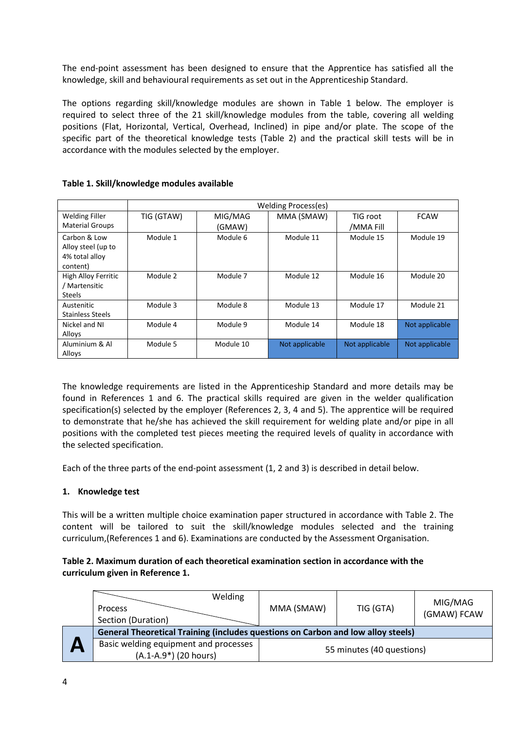The end-point assessment has been designed to ensure that the Apprentice has satisfied all the knowledge, skill and behavioural requirements as set out in the Apprenticeship Standard.

The options regarding skill/knowledge modules are shown in Table 1 below. The employer is required to select three of the 21 skill/knowledge modules from the table, covering all welding positions (Flat, Horizontal, Vertical, Overhead, Inclined) in pipe and/or plate. The scope of the specific part of the theoretical knowledge tests (Table 2) and the practical skill tests will be in accordance with the modules selected by the employer.

**Table 1. Skill/knowledge modules available**

| | Welding Process(es) | | | | |
|---|---|---|---|---|---|
| Welding Filler Material Groups | TIG (GTAW) | MIG/MAG (GMAW) | MMA (SMAW) | TIG root /MMA Fill | FCAW |
| Carbon & Low Alloy steel (up to 4% total alloy content) | Module 1 | Module 6 | Module 11 | Module 15 | Module 19 |
| High Alloy Ferritic / Martensitic Steels | Module 2 | Module 7 | Module 12 | Module 16 | Module 20 |
| Austenitic Stainless Steels | Module 3 | Module 8 | Module 13 | Module 17 | Module 21 |
| Nickel and NI Alloys | Module 4 | Module 9 | Module 14 | Module 18 | Not applicable |
| Aluminium & Al Alloys | Module 5 | Module 10 | Not applicable | Not applicable | Not applicable |

The knowledge requirements are listed in the Apprenticeship Standard and more details may be found in References 1 and 6. The practical skills required are given in the welder qualification specification(s) selected by the employer (References 2, 3, 4 and 5). The apprentice will be required to demonstrate that he/she has achieved the skill requirement for welding plate and/or pipe in all positions with the completed test pieces meeting the required levels of quality in accordance with the selected specification.

Each of the three parts of the end-point assessment (1, 2 and 3) is described in detail below.

## 1. Knowledge test

This will be a written multiple choice examination paper structured in accordance with Table 2. The content will be tailored to suit the skill/knowledge modules selected and the training curriculum,(References 1 and 6). Examinations are conducted by the Assessment Organisation.

**Table 2. Maximum duration of each theoretical examination section in accordance with the curriculum given in Reference 1.**

| | Welding Process / Section (Duration) | MMA (SMAW) | TIG (GTA) | MIG/MAG (GMAW) FCAW |
|---|---|---|---|---|
| **A** | **General Theoretical Training (includes questions on Carbon and low alloy steels)** | | | |
| | Basic welding equipment and processes (A.1-A.9*) (20 hours) | 55 minutes (40 questions) | | |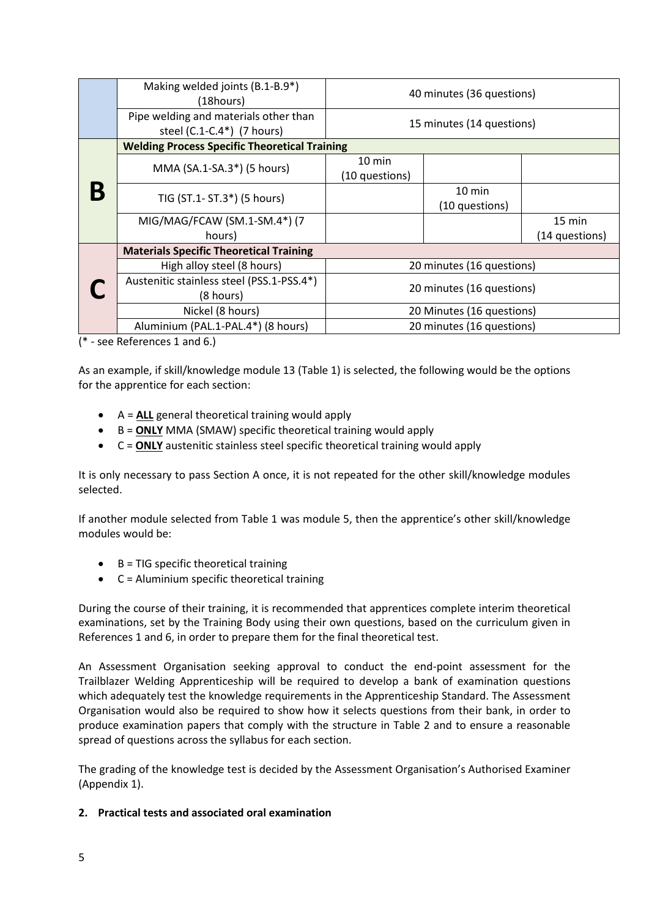| | | | | |
|---|---|---|---|---|
| | Making welded joints (B.1-B.9*) (18hours) | 40 minutes (36 questions) | | |
| | Pipe welding and materials other than steel (C.1-C.4*) (7 hours) | 15 minutes (14 questions) | | |
| **B** | **Welding Process Specific Theoretical Training** | | | |
| | MMA (SA.1-SA.3*) (5 hours) | 10 min (10 questions) | | |
| | TIG (ST.1- ST.3*) (5 hours) | | 10 min (10 questions) | |
| | MIG/MAG/FCAW (SM.1-SM.4*) (7 hours) | | | 15 min (14 questions) |
| **C** | **Materials Specific Theoretical Training** | | | |
| | High alloy steel (8 hours) | 20 minutes (16 questions) | | |
| | Austenitic stainless steel (PSS.1-PSS.4*) (8 hours) | 20 minutes (16 questions) | | |
| | Nickel (8 hours) | 20 Minutes (16 questions) | | |
| | Aluminium (PAL.1-PAL.4*) (8 hours) | 20 minutes (16 questions) | | |

(* - see References 1 and 6.)

As an example, if skill/knowledge module 13 (Table 1) is selected, the following would be the options for the apprentice for each section:

- A = **ALL** general theoretical training would apply
- B = **ONLY** MMA (SMAW) specific theoretical training would apply
- C = **ONLY** austenitic stainless steel specific theoretical training would apply

It is only necessary to pass Section A once, it is not repeated for the other skill/knowledge modules selected.

If another module selected from Table 1 was module 5, then the apprentice's other skill/knowledge modules would be:

- B = TIG specific theoretical training
- C = Aluminium specific theoretical training

During the course of their training, it is recommended that apprentices complete interim theoretical examinations, set by the Training Body using their own questions, based on the curriculum given in References 1 and 6, in order to prepare them for the final theoretical test.

An Assessment Organisation seeking approval to conduct the end-point assessment for the Trailblazer Welding Apprenticeship will be required to develop a bank of examination questions which adequately test the knowledge requirements in the Apprenticeship Standard. The Assessment Organisation would also be required to show how it selects questions from their bank, in order to produce examination papers that comply with the structure in Table 2 and to ensure a reasonable spread of questions across the syllabus for each section.

The grading of the knowledge test is decided by the Assessment Organisation's Authorised Examiner (Appendix 1).

**2. Practical tests and associated oral examination**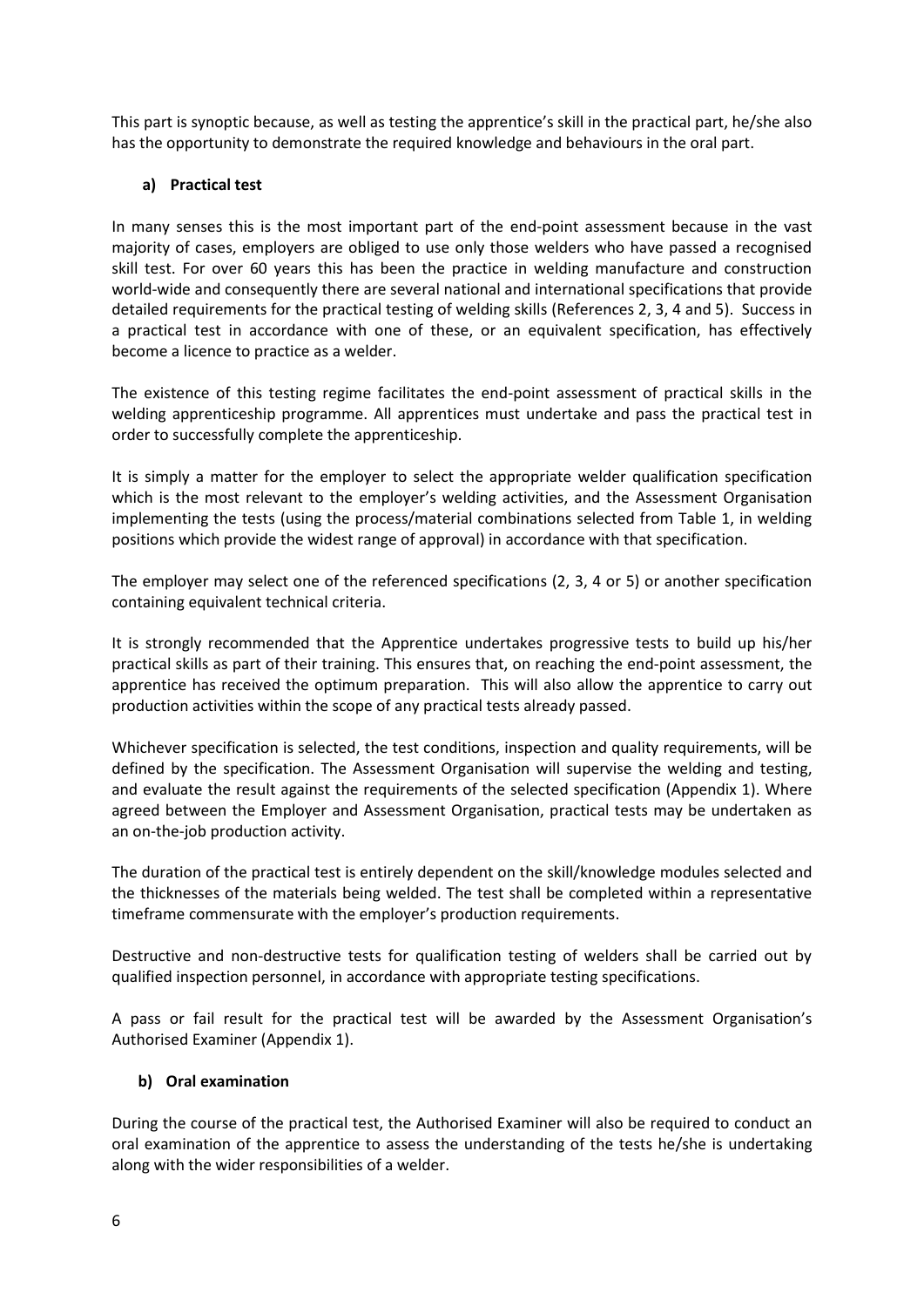This part is synoptic because, as well as testing the apprentice's skill in the practical part, he/she also has the opportunity to demonstrate the required knowledge and behaviours in the oral part.

**a) Practical test**

In many senses this is the most important part of the end-point assessment because in the vast majority of cases, employers are obliged to use only those welders who have passed a recognised skill test. For over 60 years this has been the practice in welding manufacture and construction world-wide and consequently there are several national and international specifications that provide detailed requirements for the practical testing of welding skills (References 2, 3, 4 and 5). Success in a practical test in accordance with one of these, or an equivalent specification, has effectively become a licence to practice as a welder.

The existence of this testing regime facilitates the end-point assessment of practical skills in the welding apprenticeship programme. All apprentices must undertake and pass the practical test in order to successfully complete the apprenticeship.

It is simply a matter for the employer to select the appropriate welder qualification specification which is the most relevant to the employer's welding activities, and the Assessment Organisation implementing the tests (using the process/material combinations selected from Table 1, in welding positions which provide the widest range of approval) in accordance with that specification.

The employer may select one of the referenced specifications (2, 3, 4 or 5) or another specification containing equivalent technical criteria.

It is strongly recommended that the Apprentice undertakes progressive tests to build up his/her practical skills as part of their training. This ensures that, on reaching the end-point assessment, the apprentice has received the optimum preparation. This will also allow the apprentice to carry out production activities within the scope of any practical tests already passed.

Whichever specification is selected, the test conditions, inspection and quality requirements, will be defined by the specification. The Assessment Organisation will supervise the welding and testing, and evaluate the result against the requirements of the selected specification (Appendix 1). Where agreed between the Employer and Assessment Organisation, practical tests may be undertaken as an on-the-job production activity.

The duration of the practical test is entirely dependent on the skill/knowledge modules selected and the thicknesses of the materials being welded. The test shall be completed within a representative timeframe commensurate with the employer's production requirements.

Destructive and non-destructive tests for qualification testing of welders shall be carried out by qualified inspection personnel, in accordance with appropriate testing specifications.

A pass or fail result for the practical test will be awarded by the Assessment Organisation's Authorised Examiner (Appendix 1).

**b) Oral examination**

During the course of the practical test, the Authorised Examiner will also be required to conduct an oral examination of the apprentice to assess the understanding of the tests he/she is undertaking along with the wider responsibilities of a welder.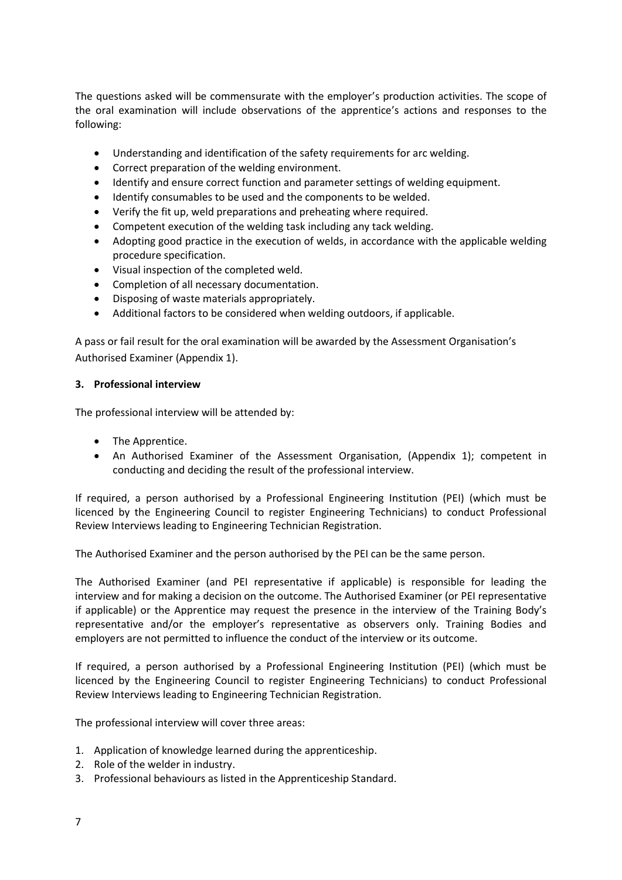The questions asked will be commensurate with the employer's production activities. The scope of the oral examination will include observations of the apprentice's actions and responses to the following:

- Understanding and identification of the safety requirements for arc welding.
- Correct preparation of the welding environment.
- Identify and ensure correct function and parameter settings of welding equipment.
- Identify consumables to be used and the components to be welded.
- Verify the fit up, weld preparations and preheating where required.
- Competent execution of the welding task including any tack welding.
- Adopting good practice in the execution of welds, in accordance with the applicable welding procedure specification.
- Visual inspection of the completed weld.
- Completion of all necessary documentation.
- Disposing of waste materials appropriately.
- Additional factors to be considered when welding outdoors, if applicable.

A pass or fail result for the oral examination will be awarded by the Assessment Organisation's Authorised Examiner (Appendix 1).

**3. Professional interview**

The professional interview will be attended by:

- The Apprentice.
- An Authorised Examiner of the Assessment Organisation, (Appendix 1); competent in conducting and deciding the result of the professional interview.

If required, a person authorised by a Professional Engineering Institution (PEI) (which must be licenced by the Engineering Council to register Engineering Technicians) to conduct Professional Review Interviews leading to Engineering Technician Registration.

The Authorised Examiner and the person authorised by the PEI can be the same person.

The Authorised Examiner (and PEI representative if applicable) is responsible for leading the interview and for making a decision on the outcome. The Authorised Examiner (or PEI representative if applicable) or the Apprentice may request the presence in the interview of the Training Body's representative and/or the employer's representative as observers only. Training Bodies and employers are not permitted to influence the conduct of the interview or its outcome.

If required, a person authorised by a Professional Engineering Institution (PEI) (which must be licenced by the Engineering Council to register Engineering Technicians) to conduct Professional Review Interviews leading to Engineering Technician Registration.

The professional interview will cover three areas:

1. Application of knowledge learned during the apprenticeship.
2. Role of the welder in industry.
3. Professional behaviours as listed in the Apprenticeship Standard.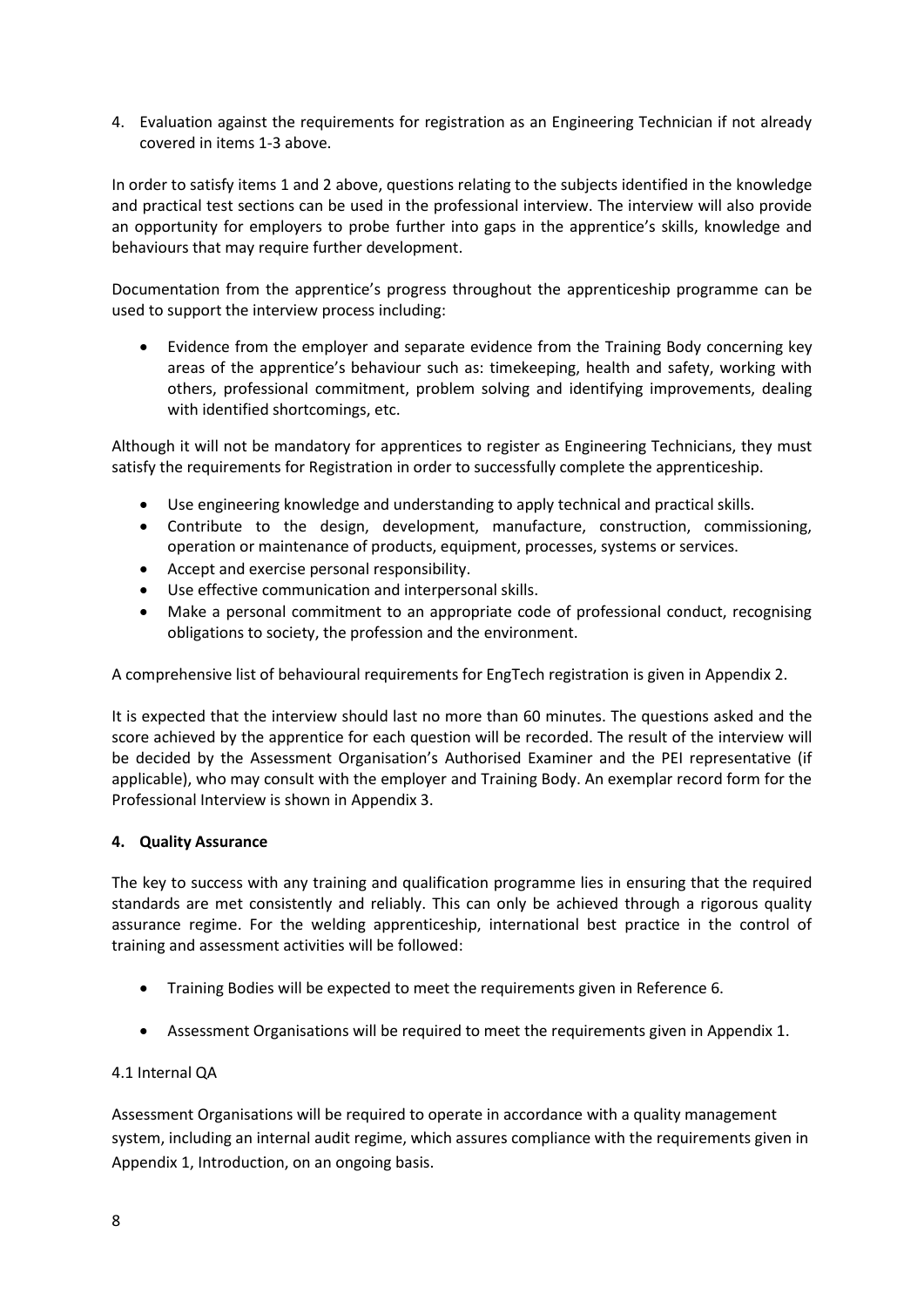4. Evaluation against the requirements for registration as an Engineering Technician if not already covered in items 1-3 above.

In order to satisfy items 1 and 2 above, questions relating to the subjects identified in the knowledge and practical test sections can be used in the professional interview. The interview will also provide an opportunity for employers to probe further into gaps in the apprentice's skills, knowledge and behaviours that may require further development.

Documentation from the apprentice's progress throughout the apprenticeship programme can be used to support the interview process including:

- Evidence from the employer and separate evidence from the Training Body concerning key areas of the apprentice's behaviour such as: timekeeping, health and safety, working with others, professional commitment, problem solving and identifying improvements, dealing with identified shortcomings, etc.

Although it will not be mandatory for apprentices to register as Engineering Technicians, they must satisfy the requirements for Registration in order to successfully complete the apprenticeship.

- Use engineering knowledge and understanding to apply technical and practical skills.
- Contribute to the design, development, manufacture, construction, commissioning, operation or maintenance of products, equipment, processes, systems or services.
- Accept and exercise personal responsibility.
- Use effective communication and interpersonal skills.
- Make a personal commitment to an appropriate code of professional conduct, recognising obligations to society, the profession and the environment.

A comprehensive list of behavioural requirements for EngTech registration is given in Appendix 2.

It is expected that the interview should last no more than 60 minutes. The questions asked and the score achieved by the apprentice for each question will be recorded. The result of the interview will be decided by the Assessment Organisation's Authorised Examiner and the PEI representative (if applicable), who may consult with the employer and Training Body. An exemplar record form for the Professional Interview is shown in Appendix 3.

## 4. Quality Assurance

The key to success with any training and qualification programme lies in ensuring that the required standards are met consistently and reliably. This can only be achieved through a rigorous quality assurance regime. For the welding apprenticeship, international best practice in the control of training and assessment activities will be followed:

- Training Bodies will be expected to meet the requirements given in Reference 6.
- Assessment Organisations will be required to meet the requirements given in Appendix 1.

### 4.1 Internal QA

Assessment Organisations will be required to operate in accordance with a quality management system, including an internal audit regime, which assures compliance with the requirements given in Appendix 1, Introduction, on an ongoing basis.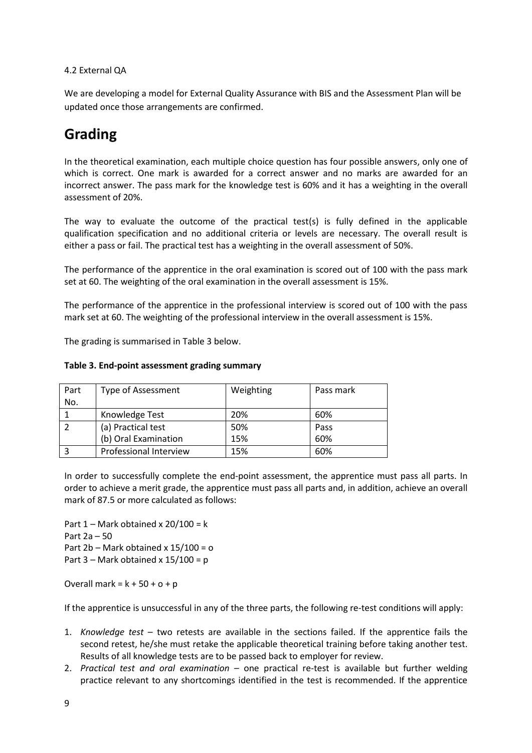4.2 External QA

We are developing a model for External Quality Assurance with BIS and the Assessment Plan will be updated once those arrangements are confirmed.

# Grading

In the theoretical examination, each multiple choice question has four possible answers, only one of which is correct. One mark is awarded for a correct answer and no marks are awarded for an incorrect answer. The pass mark for the knowledge test is 60% and it has a weighting in the overall assessment of 20%.

The way to evaluate the outcome of the practical test(s) is fully defined in the applicable qualification specification and no additional criteria or levels are necessary. The overall result is either a pass or fail. The practical test has a weighting in the overall assessment of 50%.

The performance of the apprentice in the oral examination is scored out of 100 with the pass mark set at 60. The weighting of the oral examination in the overall assessment is 15%.

The performance of the apprentice in the professional interview is scored out of 100 with the pass mark set at 60. The weighting of the professional interview in the overall assessment is 15%.

The grading is summarised in Table 3 below.

**Table 3. End-point assessment grading summary**

| Part No. | Type of Assessment | Weighting | Pass mark |
|---|---|---|---|
| 1 | Knowledge Test | 20% | 60% |
| 2 | (a) Practical test<br>(b) Oral Examination | 50%<br>15% | Pass<br>60% |
| 3 | Professional Interview | 15% | 60% |

In order to successfully complete the end-point assessment, the apprentice must pass all parts. In order to achieve a merit grade, the apprentice must pass all parts and, in addition, achieve an overall mark of 87.5 or more calculated as follows:

Part 1 – Mark obtained x 20/100 = k
Part 2a – 50
Part 2b – Mark obtained x 15/100 = o
Part 3 – Mark obtained x 15/100 = p

Overall mark = k + 50 + o + p

If the apprentice is unsuccessful in any of the three parts, the following re-test conditions will apply:

1. *Knowledge test* – two retests are available in the sections failed. If the apprentice fails the second retest, he/she must retake the applicable theoretical training before taking another test. Results of all knowledge tests are to be passed back to employer for review.
2. *Practical test and oral examination* – one practical re-test is available but further welding practice relevant to any shortcomings identified in the test is recommended. If the apprentice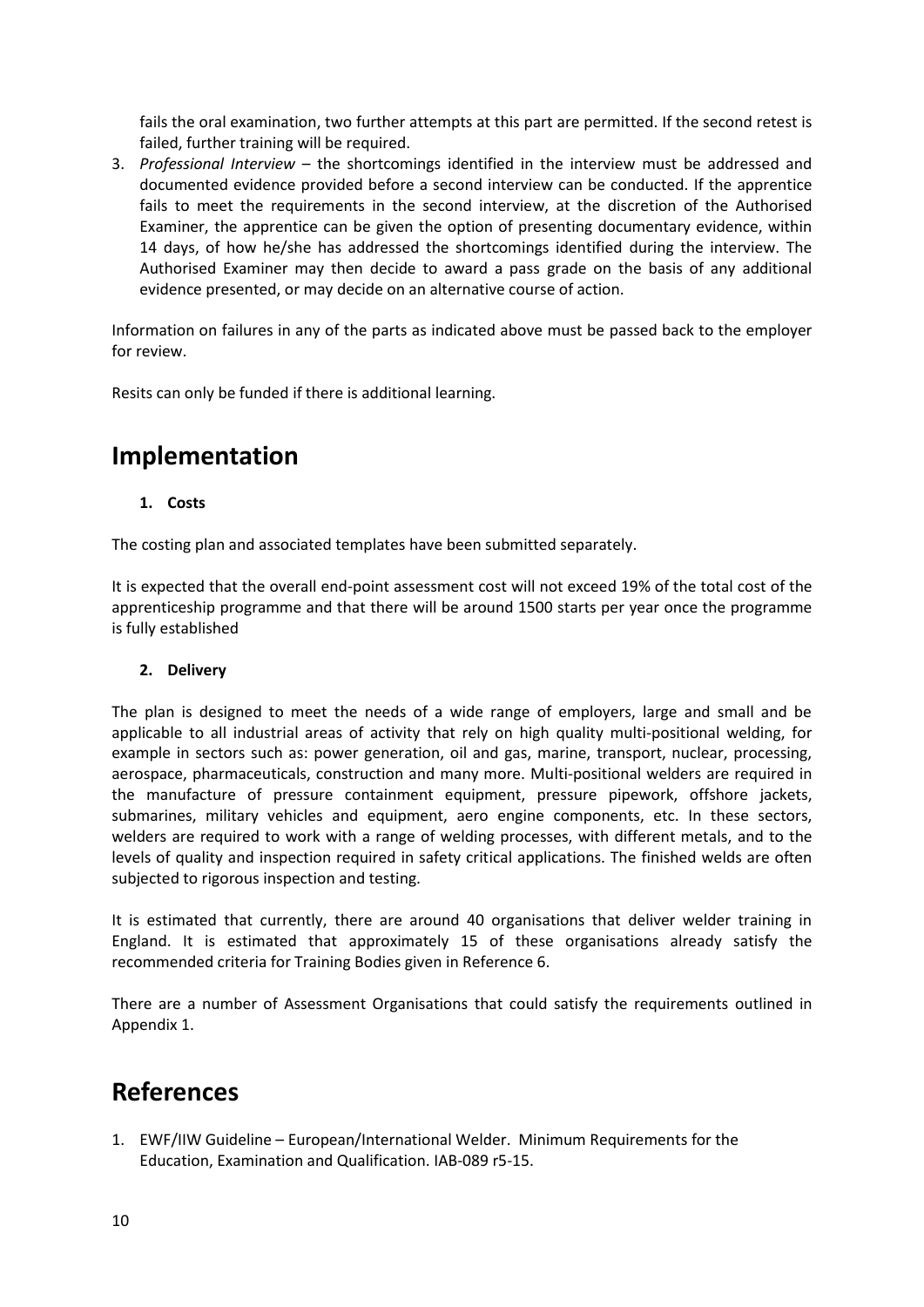fails the oral examination, two further attempts at this part are permitted. If the second retest is failed, further training will be required.

3. *Professional Interview* – the shortcomings identified in the interview must be addressed and documented evidence provided before a second interview can be conducted. If the apprentice fails to meet the requirements in the second interview, at the discretion of the Authorised Examiner, the apprentice can be given the option of presenting documentary evidence, within 14 days, of how he/she has addressed the shortcomings identified during the interview. The Authorised Examiner may then decide to award a pass grade on the basis of any additional evidence presented, or may decide on an alternative course of action.

Information on failures in any of the parts as indicated above must be passed back to the employer for review.

Resits can only be funded if there is additional learning.

# Implementation

**1. Costs**

The costing plan and associated templates have been submitted separately.

It is expected that the overall end-point assessment cost will not exceed 19% of the total cost of the apprenticeship programme and that there will be around 1500 starts per year once the programme is fully established

**2. Delivery**

The plan is designed to meet the needs of a wide range of employers, large and small and be applicable to all industrial areas of activity that rely on high quality multi-positional welding, for example in sectors such as: power generation, oil and gas, marine, transport, nuclear, processing, aerospace, pharmaceuticals, construction and many more. Multi-positional welders are required in the manufacture of pressure containment equipment, pressure pipework, offshore jackets, submarines, military vehicles and equipment, aero engine components, etc. In these sectors, welders are required to work with a range of welding processes, with different metals, and to the levels of quality and inspection required in safety critical applications. The finished welds are often subjected to rigorous inspection and testing.

It is estimated that currently, there are around 40 organisations that deliver welder training in England. It is estimated that approximately 15 of these organisations already satisfy the recommended criteria for Training Bodies given in Reference 6.

There are a number of Assessment Organisations that could satisfy the requirements outlined in Appendix 1.

# References

1. EWF/IIW Guideline – European/International Welder. Minimum Requirements for the Education, Examination and Qualification. IAB-089 r5-15.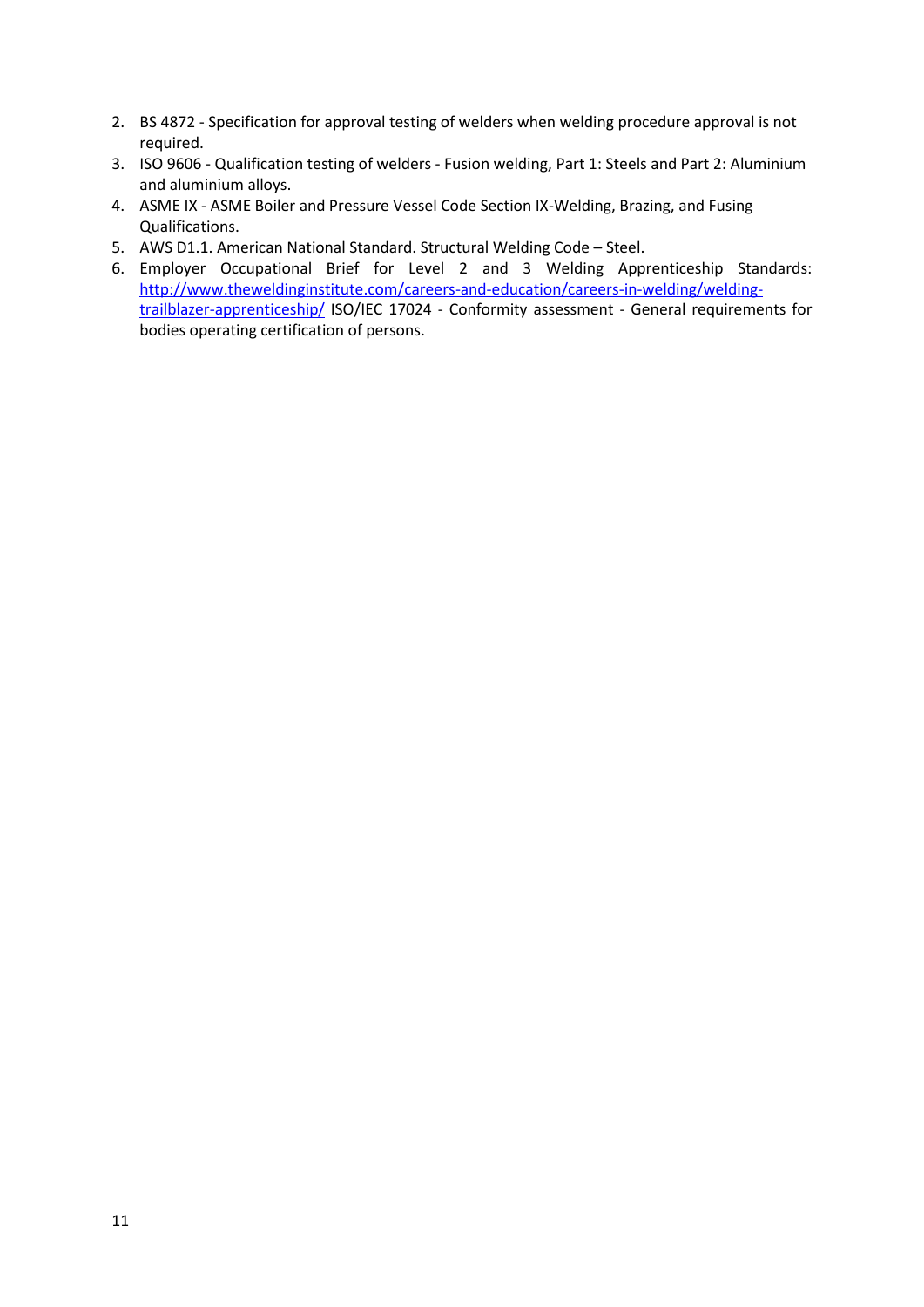2. BS 4872 - Specification for approval testing of welders when welding procedure approval is not required.
3. ISO 9606 - Qualification testing of welders - Fusion welding, Part 1: Steels and Part 2: Aluminium and aluminium alloys.
4. ASME IX - ASME Boiler and Pressure Vessel Code Section IX-Welding, Brazing, and Fusing Qualifications.
5. AWS D1.1. American National Standard. Structural Welding Code – Steel.
6. Employer Occupational Brief for Level 2 and 3 Welding Apprenticeship Standards: [http://www.theweldinginstitute.com/careers-and-education/careers-in-welding/welding-trailblazer-apprenticeship/](http://www.theweldinginstitute.com/careers-and-education/careers-in-welding/welding-trailblazer-apprenticeship/) ISO/IEC 17024 - Conformity assessment - General requirements for bodies operating certification of persons.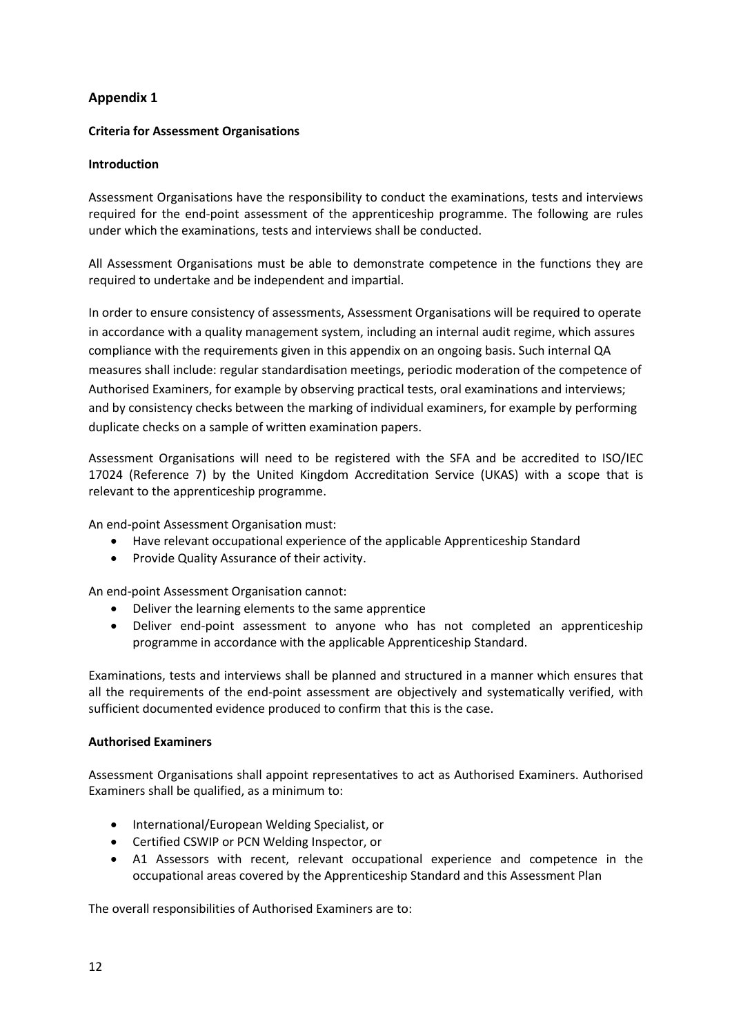## Appendix 1

**Criteria for Assessment Organisations**

**Introduction**

Assessment Organisations have the responsibility to conduct the examinations, tests and interviews required for the end-point assessment of the apprenticeship programme. The following are rules under which the examinations, tests and interviews shall be conducted.

All Assessment Organisations must be able to demonstrate competence in the functions they are required to undertake and be independent and impartial.

In order to ensure consistency of assessments, Assessment Organisations will be required to operate in accordance with a quality management system, including an internal audit regime, which assures compliance with the requirements given in this appendix on an ongoing basis. Such internal QA measures shall include: regular standardisation meetings, periodic moderation of the competence of Authorised Examiners, for example by observing practical tests, oral examinations and interviews; and by consistency checks between the marking of individual examiners, for example by performing duplicate checks on a sample of written examination papers.

Assessment Organisations will need to be registered with the SFA and be accredited to ISO/IEC 17024 (Reference 7) by the United Kingdom Accreditation Service (UKAS) with a scope that is relevant to the apprenticeship programme.

An end-point Assessment Organisation must:

- Have relevant occupational experience of the applicable Apprenticeship Standard
- Provide Quality Assurance of their activity.

An end-point Assessment Organisation cannot:

- Deliver the learning elements to the same apprentice
- Deliver end-point assessment to anyone who has not completed an apprenticeship programme in accordance with the applicable Apprenticeship Standard.

Examinations, tests and interviews shall be planned and structured in a manner which ensures that all the requirements of the end-point assessment are objectively and systematically verified, with sufficient documented evidence produced to confirm that this is the case.

**Authorised Examiners**

Assessment Organisations shall appoint representatives to act as Authorised Examiners. Authorised Examiners shall be qualified, as a minimum to:

- International/European Welding Specialist, or
- Certified CSWIP or PCN Welding Inspector, or
- A1 Assessors with recent, relevant occupational experience and competence in the occupational areas covered by the Apprenticeship Standard and this Assessment Plan

The overall responsibilities of Authorised Examiners are to: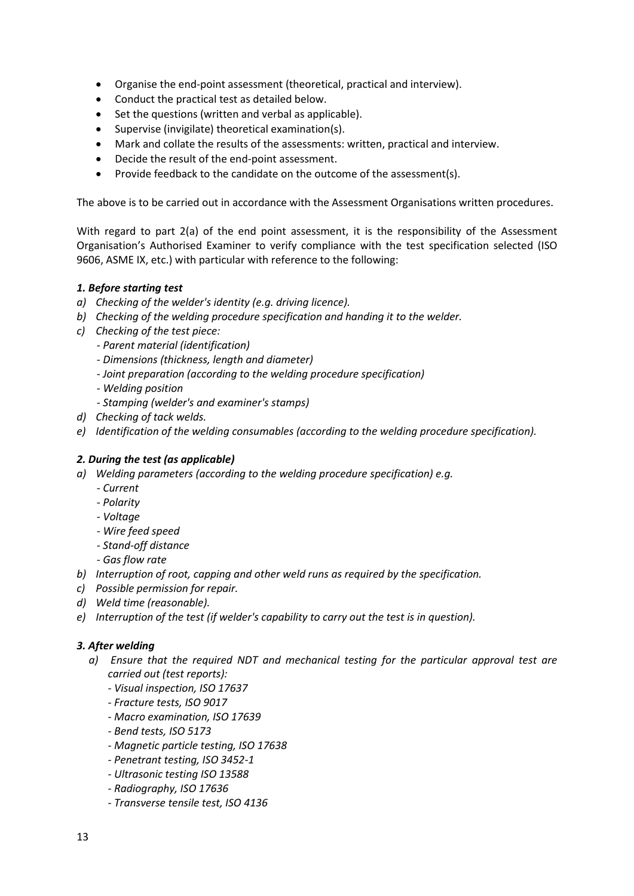- Organise the end-point assessment (theoretical, practical and interview).
- Conduct the practical test as detailed below.
- Set the questions (written and verbal as applicable).
- Supervise (invigilate) theoretical examination(s).
- Mark and collate the results of the assessments: written, practical and interview.
- Decide the result of the end-point assessment.
- Provide feedback to the candidate on the outcome of the assessment(s).

The above is to be carried out in accordance with the Assessment Organisations written procedures.

With regard to part 2(a) of the end point assessment, it is the responsibility of the Assessment Organisation's Authorised Examiner to verify compliance with the test specification selected (ISO 9606, ASME IX, etc.) with particular with reference to the following:

### *1. Before starting test*

*a) Checking of the welder's identity (e.g. driving licence).*

*b) Checking of the welding procedure specification and handing it to the welder.*

*c) Checking of the test piece:*
- *Parent material (identification)*
- *Dimensions (thickness, length and diameter)*
- *Joint preparation (according to the welding procedure specification)*
- *Welding position*
- *Stamping (welder's and examiner's stamps)*

*d) Checking of tack welds.*

*e) Identification of the welding consumables (according to the welding procedure specification).*

### *2. During the test (as applicable)*

*a) Welding parameters (according to the welding procedure specification) e.g.*
- *Current*
- *Polarity*
- *Voltage*
- *Wire feed speed*
- *Stand-off distance*
- *Gas flow rate*

*b) Interruption of root, capping and other weld runs as required by the specification.*

*c) Possible permission for repair.*

*d) Weld time (reasonable).*

*e) Interruption of the test (if welder's capability to carry out the test is in question).*

### *3. After welding*

*a) Ensure that the required NDT and mechanical testing for the particular approval test are carried out (test reports):*
- *Visual inspection, ISO 17637*
- *Fracture tests, ISO 9017*
- *Macro examination, ISO 17639*
- *Bend tests, ISO 5173*
- *Magnetic particle testing, ISO 17638*
- *Penetrant testing, ISO 3452-1*
- *Ultrasonic testing ISO 13588*
- *Radiography, ISO 17636*
- *Transverse tensile test, ISO 4136*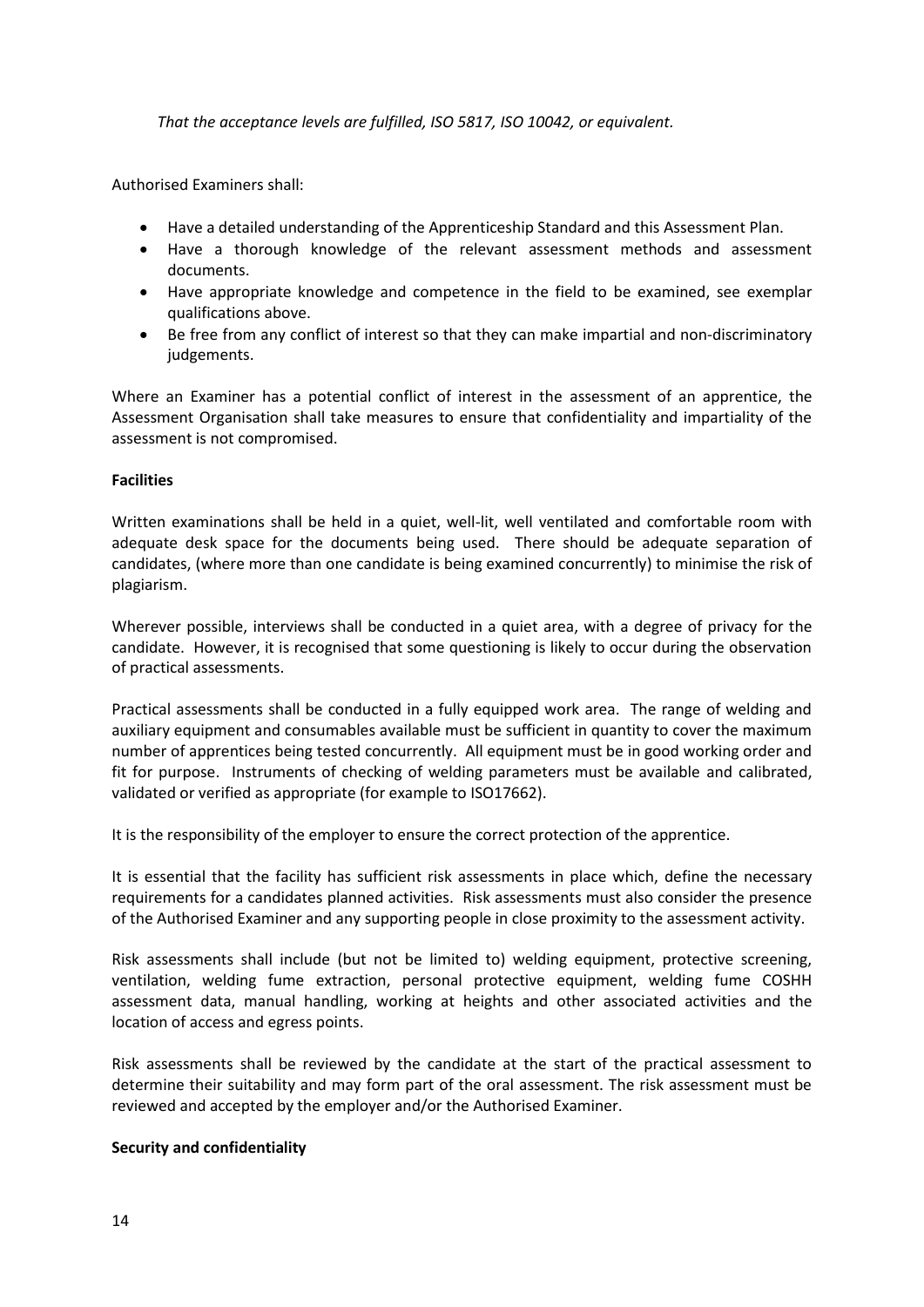*That the acceptance levels are fulfilled, ISO 5817, ISO 10042, or equivalent.*

Authorised Examiners shall:

- Have a detailed understanding of the Apprenticeship Standard and this Assessment Plan.
- Have a thorough knowledge of the relevant assessment methods and assessment documents.
- Have appropriate knowledge and competence in the field to be examined, see exemplar qualifications above.
- Be free from any conflict of interest so that they can make impartial and non-discriminatory judgements.

Where an Examiner has a potential conflict of interest in the assessment of an apprentice, the Assessment Organisation shall take measures to ensure that confidentiality and impartiality of the assessment is not compromised.

**Facilities**

Written examinations shall be held in a quiet, well-lit, well ventilated and comfortable room with adequate desk space for the documents being used. There should be adequate separation of candidates, (where more than one candidate is being examined concurrently) to minimise the risk of plagiarism.

Wherever possible, interviews shall be conducted in a quiet area, with a degree of privacy for the candidate. However, it is recognised that some questioning is likely to occur during the observation of practical assessments.

Practical assessments shall be conducted in a fully equipped work area. The range of welding and auxiliary equipment and consumables available must be sufficient in quantity to cover the maximum number of apprentices being tested concurrently. All equipment must be in good working order and fit for purpose. Instruments of checking of welding parameters must be available and calibrated, validated or verified as appropriate (for example to ISO17662).

It is the responsibility of the employer to ensure the correct protection of the apprentice.

It is essential that the facility has sufficient risk assessments in place which, define the necessary requirements for a candidates planned activities. Risk assessments must also consider the presence of the Authorised Examiner and any supporting people in close proximity to the assessment activity.

Risk assessments shall include (but not be limited to) welding equipment, protective screening, ventilation, welding fume extraction, personal protective equipment, welding fume COSHH assessment data, manual handling, working at heights and other associated activities and the location of access and egress points.

Risk assessments shall be reviewed by the candidate at the start of the practical assessment to determine their suitability and may form part of the oral assessment. The risk assessment must be reviewed and accepted by the employer and/or the Authorised Examiner.

**Security and confidentiality**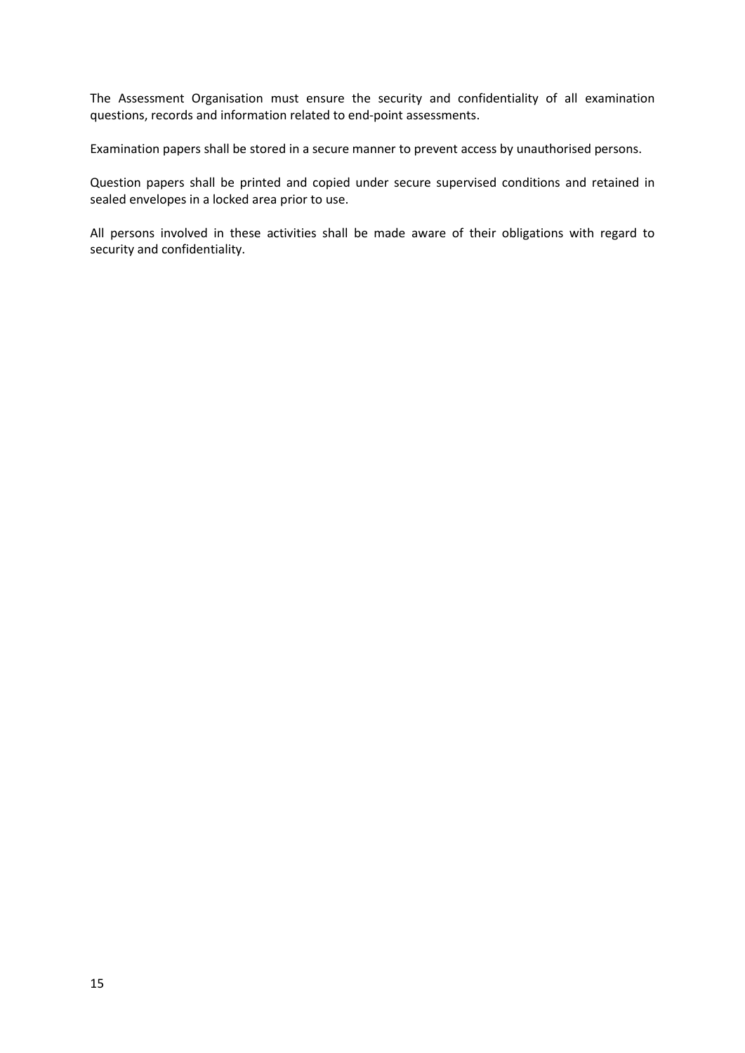The Assessment Organisation must ensure the security and confidentiality of all examination questions, records and information related to end-point assessments.

Examination papers shall be stored in a secure manner to prevent access by unauthorised persons.

Question papers shall be printed and copied under secure supervised conditions and retained in sealed envelopes in a locked area prior to use.

All persons involved in these activities shall be made aware of their obligations with regard to security and confidentiality.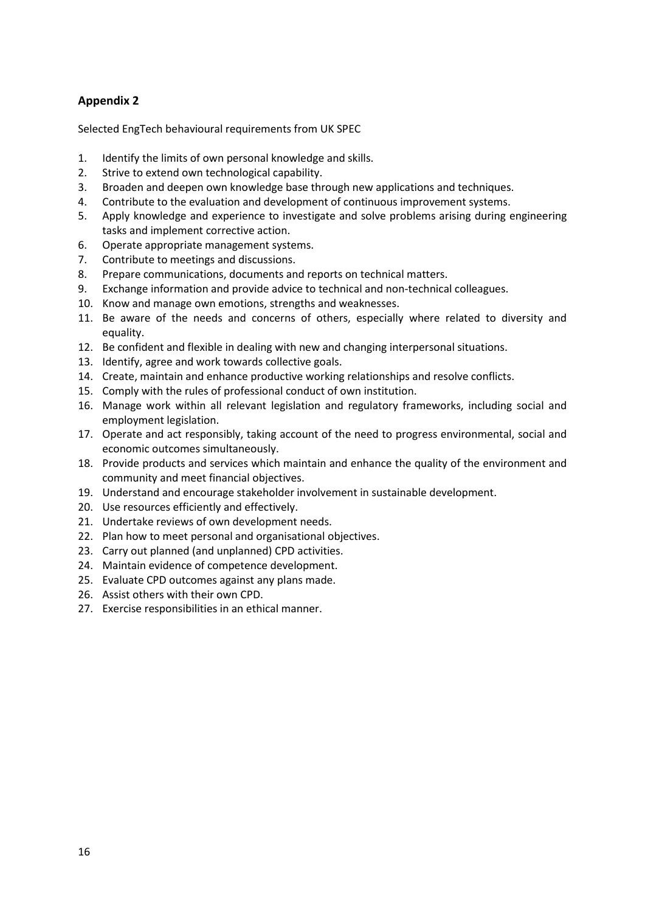**Appendix 2**

Selected EngTech behavioural requirements from UK SPEC

1. Identify the limits of own personal knowledge and skills.
2. Strive to extend own technological capability.
3. Broaden and deepen own knowledge base through new applications and techniques.
4. Contribute to the evaluation and development of continuous improvement systems.
5. Apply knowledge and experience to investigate and solve problems arising during engineering tasks and implement corrective action.
6. Operate appropriate management systems.
7. Contribute to meetings and discussions.
8. Prepare communications, documents and reports on technical matters.
9. Exchange information and provide advice to technical and non-technical colleagues.
10. Know and manage own emotions, strengths and weaknesses.
11. Be aware of the needs and concerns of others, especially where related to diversity and equality.
12. Be confident and flexible in dealing with new and changing interpersonal situations.
13. Identify, agree and work towards collective goals.
14. Create, maintain and enhance productive working relationships and resolve conflicts.
15. Comply with the rules of professional conduct of own institution.
16. Manage work within all relevant legislation and regulatory frameworks, including social and employment legislation.
17. Operate and act responsibly, taking account of the need to progress environmental, social and economic outcomes simultaneously.
18. Provide products and services which maintain and enhance the quality of the environment and community and meet financial objectives.
19. Understand and encourage stakeholder involvement in sustainable development.
20. Use resources efficiently and effectively.
21. Undertake reviews of own development needs.
22. Plan how to meet personal and organisational objectives.
23. Carry out planned (and unplanned) CPD activities.
24. Maintain evidence of competence development.
25. Evaluate CPD outcomes against any plans made.
26. Assist others with their own CPD.
27. Exercise responsibilities in an ethical manner.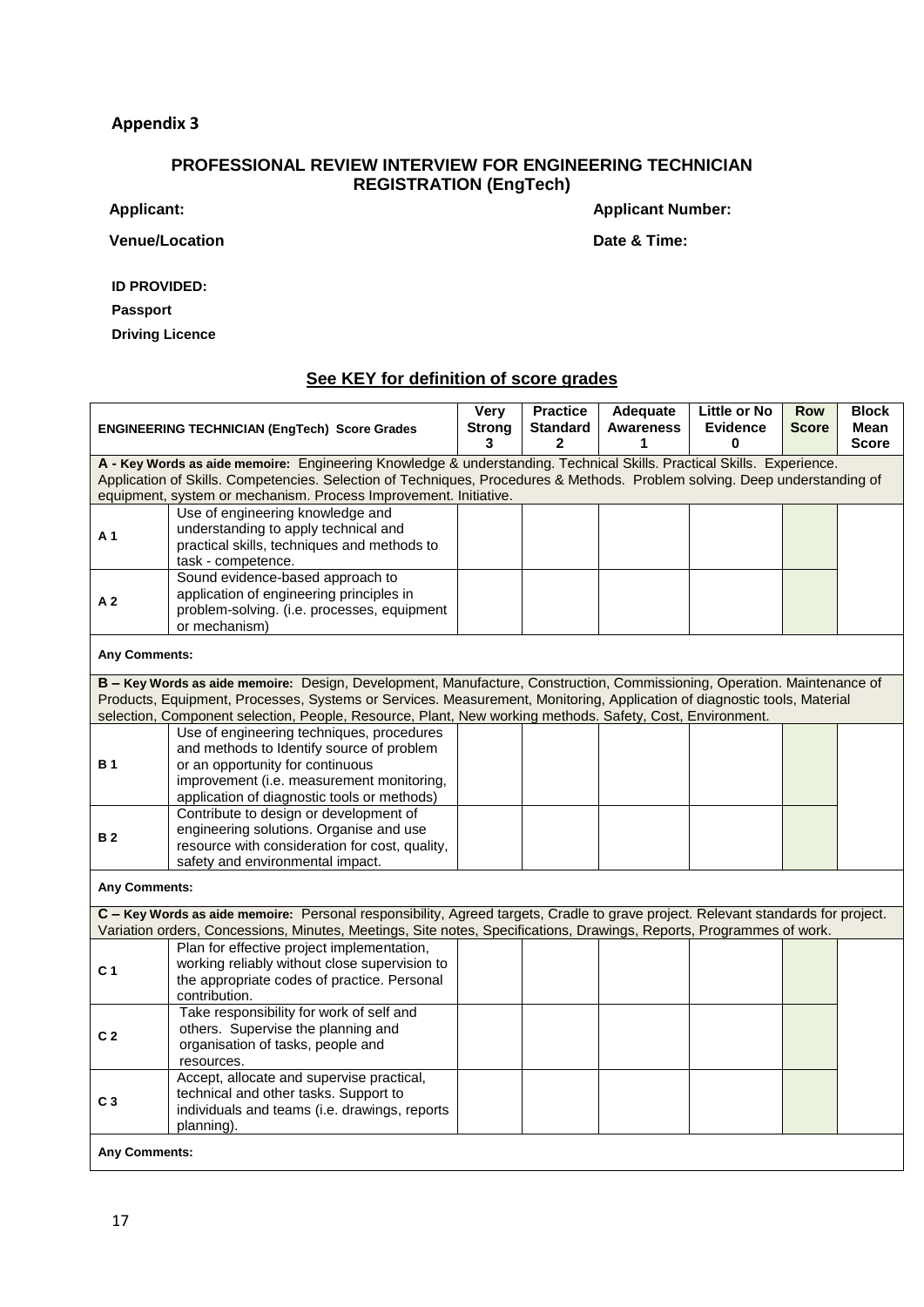**Appendix 3**

## PROFESSIONAL REVIEW INTERVIEW FOR ENGINEERING TECHNICIAN REGISTRATION (EngTech)

**Applicant:** **Applicant Number:**

**Venue/Location** **Date & Time:**

**ID PROVIDED:**

**Passport**

**Driving Licence**

**See KEY for definition of score grades**

| ENGINEERING TECHNICIAN (EngTech) Score Grades | | Very Strong 3 | Practice Standard 2 | Adequate Awareness 1 | Little or No Evidence 0 | Row Score | Block Mean Score |
|---|---|---|---|---|---|---|---|
| **A - Key Words as aide memoire:** Engineering Knowledge & understanding. Technical Skills. Practical Skills. Experience. Application of Skills. Competencies. Selection of Techniques, Procedures & Methods. Problem solving. Deep understanding of equipment, system or mechanism. Process Improvement. Initiative. | | | | | | | |
| **A 1** | Use of engineering knowledge and understanding to apply technical and practical skills, techniques and methods to task - competence. | | | | | | |
| **A 2** | Sound evidence-based approach to application of engineering principles in problem-solving. (i.e. processes, equipment or mechanism) | | | | | | |
| **Any Comments:** | | | | | | | |
| **B – Key Words as aide memoire:** Design, Development, Manufacture, Construction, Commissioning, Operation. Maintenance of Products, Equipment, Processes, Systems or Services. Measurement, Monitoring, Application of diagnostic tools, Material selection, Component selection, People, Resource, Plant, New working methods. Safety, Cost, Environment. | | | | | | | |
| **B 1** | Use of engineering techniques, procedures and methods to Identify source of problem or an opportunity for continuous improvement (i.e. measurement monitoring, application of diagnostic tools or methods) | | | | | | |
| **B 2** | Contribute to design or development of engineering solutions. Organise and use resource with consideration for cost, quality, safety and environmental impact. | | | | | | |
| **Any Comments:** | | | | | | | |
| **C – Key Words as aide memoire:** Personal responsibility, Agreed targets, Cradle to grave project. Relevant standards for project. Variation orders, Concessions, Minutes, Meetings, Site notes, Specifications, Drawings, Reports, Programmes of work. | | | | | | | |
| **C 1** | Plan for effective project implementation, working reliably without close supervision to the appropriate codes of practice. Personal contribution. | | | | | | |
| **C 2** | Take responsibility for work of self and others. Supervise the planning and organisation of tasks, people and resources. | | | | | | |
| **C 3** | Accept, allocate and supervise practical, technical and other tasks. Support to individuals and teams (i.e. drawings, reports planning). | | | | | | |
| **Any Comments:** | | | | | | | |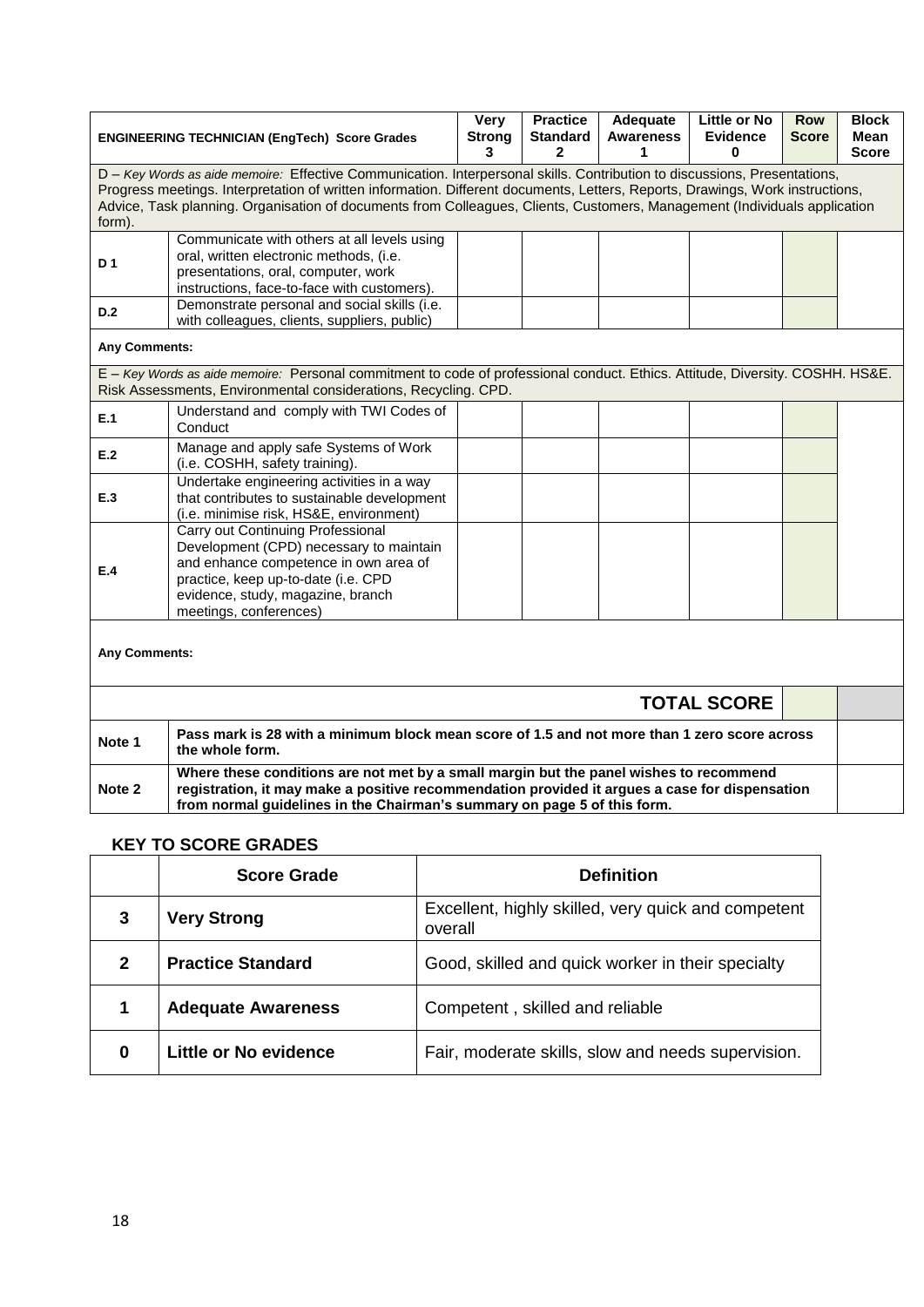| ENGINEERING TECHNICIAN (EngTech) Score Grades | | Very Strong 3 | Practice Standard 2 | Adequate Awareness 1 | Little or No Evidence 0 | Row Score | Block Mean Score |
|---|---|---|---|---|---|---|---|
| D – *Key Words as aide memoire:* Effective Communication. Interpersonal skills. Contribution to discussions, Presentations, Progress meetings. Interpretation of written information. Different documents, Letters, Reports, Drawings, Work instructions, Advice, Task planning. Organisation of documents from Colleagues, Clients, Customers, Management (Individuals application form). | | | | | | | |
| D 1 | Communicate with others at all levels using oral, written electronic methods, (i.e. presentations, oral, computer, work instructions, face-to-face with customers). | | | | | | |
| D.2 | Demonstrate personal and social skills (i.e. with colleagues, clients, suppliers, public) | | | | | | |
| **Any Comments:** | | | | | | | |
| E – *Key Words as aide memoire:* Personal commitment to code of professional conduct. Ethics. Attitude, Diversity. COSHH. HS&E. Risk Assessments, Environmental considerations, Recycling. CPD. | | | | | | | |
| E.1 | Understand and comply with TWI Codes of Conduct | | | | | | |
| E.2 | Manage and apply safe Systems of Work (i.e. COSHH, safety training). | | | | | | |
| E.3 | Undertake engineering activities in a way that contributes to sustainable development (i.e. minimise risk, HS&E, environment) | | | | | | |
| E.4 | Carry out Continuing Professional Development (CPD) necessary to maintain and enhance competence in own area of practice, keep up-to-date (i.e. CPD evidence, study, magazine, branch meetings, conferences) | | | | | | |
| **Any Comments:** | | | | | | | |
| | | | | | **TOTAL SCORE** | | |
| **Note 1** | **Pass mark is 28 with a minimum block mean score of 1.5 and not more than 1 zero score across the whole form.** | | | | | | |
| **Note 2** | **Where these conditions are not met by a small margin but the panel wishes to recommend registration, it may make a positive recommendation provided it argues a case for dispensation from normal guidelines in the Chairman's summary on page 5 of this form.** | | | | | | |

### KEY TO SCORE GRADES

| | Score Grade | Definition |
|---|---|---|
| **3** | **Very Strong** | Excellent, highly skilled, very quick and competent overall |
| **2** | **Practice Standard** | Good, skilled and quick worker in their specialty |
| **1** | **Adequate Awareness** | Competent , skilled and reliable |
| **0** | **Little or No evidence** | Fair, moderate skills, slow and needs supervision. |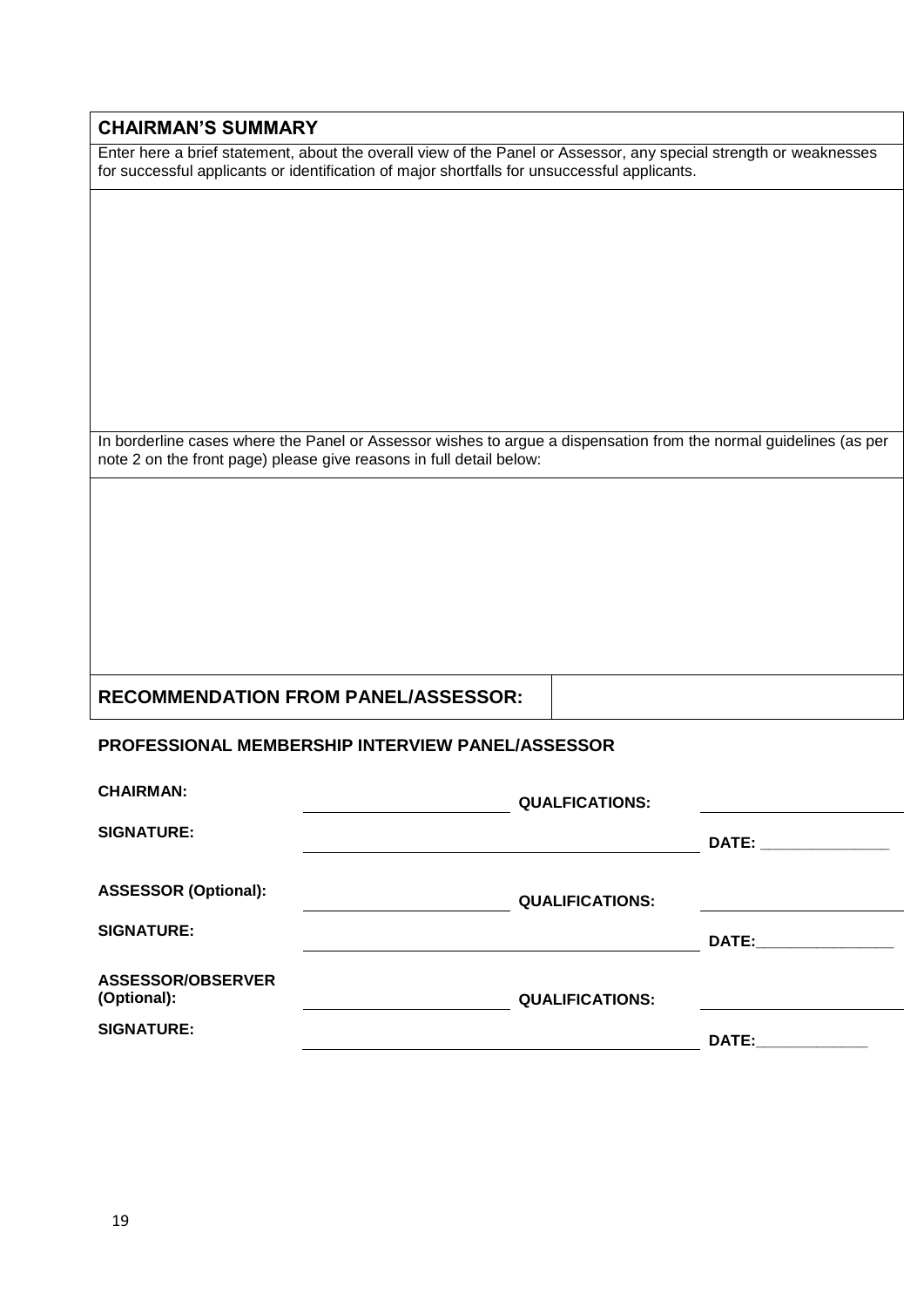## CHAIRMAN'S SUMMARY

Enter here a brief statement, about the overall view of the Panel or Assessor, any special strength or weaknesses for successful applicants or identification of major shortfalls for unsuccessful applicants.

&nbsp;

In borderline cases where the Panel or Assessor wishes to argue a dispensation from the normal guidelines (as per note 2 on the front page) please give reasons in full detail below:

&nbsp;

| **RECOMMENDATION FROM PANEL/ASSESSOR:** | |
|---|---|

### PROFESSIONAL MEMBERSHIP INTERVIEW PANEL/ASSESSOR

**CHAIRMAN:** ______________________ **QUALFICATIONS:** ______________________

**SIGNATURE:** ________________________________________ **DATE:** _______________

**ASSESSOR (Optional):** ______________________ **QUALIFICATIONS:** ______________________

**SIGNATURE:** ________________________________________ **DATE:**________________

**ASSESSOR/OBSERVER (Optional):** ______________________ **QUALIFICATIONS:** ______________________

**SIGNATURE:** ________________________________________ **DATE:**_____________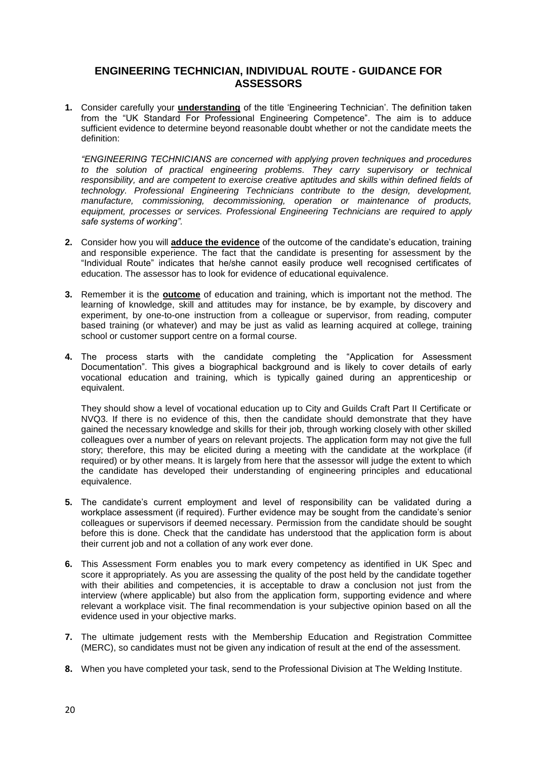## ENGINEERING TECHNICIAN, INDIVIDUAL ROUTE - GUIDANCE FOR ASSESSORS

1. Consider carefully your **understanding** of the title 'Engineering Technician'. The definition taken from the "UK Standard For Professional Engineering Competence". The aim is to adduce sufficient evidence to determine beyond reasonable doubt whether or not the candidate meets the definition:

   *"ENGINEERING TECHNICIANS are concerned with applying proven techniques and procedures to the solution of practical engineering problems. They carry supervisory or technical responsibility, and are competent to exercise creative aptitudes and skills within defined fields of technology. Professional Engineering Technicians contribute to the design, development, manufacture, commissioning, decommissioning, operation or maintenance of products, equipment, processes or services. Professional Engineering Technicians are required to apply safe systems of working".*

2. Consider how you will **adduce the evidence** of the outcome of the candidate's education, training and responsible experience. The fact that the candidate is presenting for assessment by the "Individual Route" indicates that he/she cannot easily produce well recognised certificates of education. The assessor has to look for evidence of educational equivalence.

3. Remember it is the **outcome** of education and training, which is important not the method. The learning of knowledge, skill and attitudes may for instance, be by example, by discovery and experiment, by one-to-one instruction from a colleague or supervisor, from reading, computer based training (or whatever) and may be just as valid as learning acquired at college, training school or customer support centre on a formal course.

4. The process starts with the candidate completing the "Application for Assessment Documentation". This gives a biographical background and is likely to cover details of early vocational education and training, which is typically gained during an apprenticeship or equivalent.

   They should show a level of vocational education up to City and Guilds Craft Part II Certificate or NVQ3. If there is no evidence of this, then the candidate should demonstrate that they have gained the necessary knowledge and skills for their job, through working closely with other skilled colleagues over a number of years on relevant projects. The application form may not give the full story; therefore, this may be elicited during a meeting with the candidate at the workplace (if required) or by other means. It is largely from here that the assessor will judge the extent to which the candidate has developed their understanding of engineering principles and educational equivalence.

5. The candidate's current employment and level of responsibility can be validated during a workplace assessment (if required). Further evidence may be sought from the candidate's senior colleagues or supervisors if deemed necessary. Permission from the candidate should be sought before this is done. Check that the candidate has understood that the application form is about their current job and not a collation of any work ever done.

6. This Assessment Form enables you to mark every competency as identified in UK Spec and score it appropriately. As you are assessing the quality of the post held by the candidate together with their abilities and competencies, it is acceptable to draw a conclusion not just from the interview (where applicable) but also from the application form, supporting evidence and where relevant a workplace visit. The final recommendation is your subjective opinion based on all the evidence used in your objective marks.

7. The ultimate judgement rests with the Membership Education and Registration Committee (MERC), so candidates must not be given any indication of result at the end of the assessment.

8. When you have completed your task, send to the Professional Division at The Welding Institute.